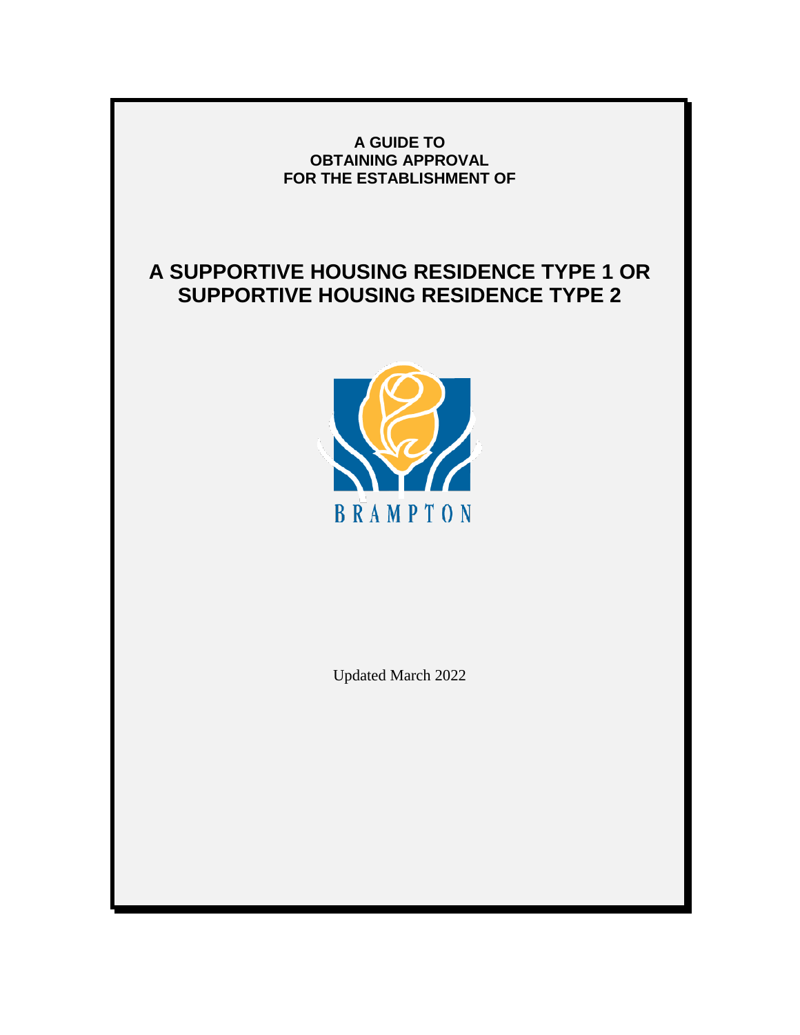**A GUIDE TO OBTAINING APPROVAL FOR THE ESTABLISHMENT OF**

# A SUPPORTIVE HOUSING RESIDENCE TYPE 1 OR SUPPORTIVE HOUSING RESIDENCE TYPE 2

BRAMPTON

Updated March 2022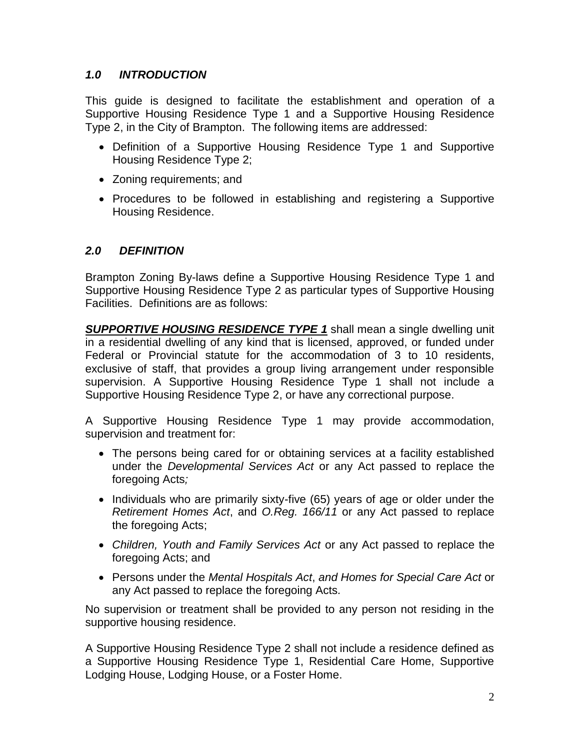## *1.0 INTRODUCTION*

This guide is designed to facilitate the establishment and operation of a Supportive Housing Residence Type 1 and a Supportive Housing Residence Type 2, in the City of Brampton. The following items are addressed:

- Definition of a Supportive Housing Residence Type 1 and Supportive Housing Residence Type 2;
- Zoning requirements; and
- Procedures to be followed in establishing and registering a Supportive Housing Residence.

## *2.0 DEFINITION*

Brampton Zoning By-laws define a Supportive Housing Residence Type 1 and Supportive Housing Residence Type 2 as particular types of Supportive Housing Facilities. Definitions are as follows:

***SUPPORTIVE HOUSING RESIDENCE TYPE 1*** shall mean a single dwelling unit in a residential dwelling of any kind that is licensed, approved, or funded under Federal or Provincial statute for the accommodation of 3 to 10 residents, exclusive of staff, that provides a group living arrangement under responsible supervision. A Supportive Housing Residence Type 1 shall not include a Supportive Housing Residence Type 2, or have any correctional purpose.

A Supportive Housing Residence Type 1 may provide accommodation, supervision and treatment for:

- The persons being cared for or obtaining services at a facility established under the *Developmental Services Act* or any Act passed to replace the foregoing Acts*;*
- Individuals who are primarily sixty-five (65) years of age or older under the *Retirement Homes Act*, and *O.Reg. 166/11* or any Act passed to replace the foregoing Acts;
- *Children, Youth and Family Services Act* or any Act passed to replace the foregoing Acts; and
- Persons under the *Mental Hospitals Act*, *and Homes for Special Care Act* or any Act passed to replace the foregoing Acts.

No supervision or treatment shall be provided to any person not residing in the supportive housing residence.

A Supportive Housing Residence Type 2 shall not include a residence defined as a Supportive Housing Residence Type 1, Residential Care Home, Supportive Lodging House, Lodging House, or a Foster Home.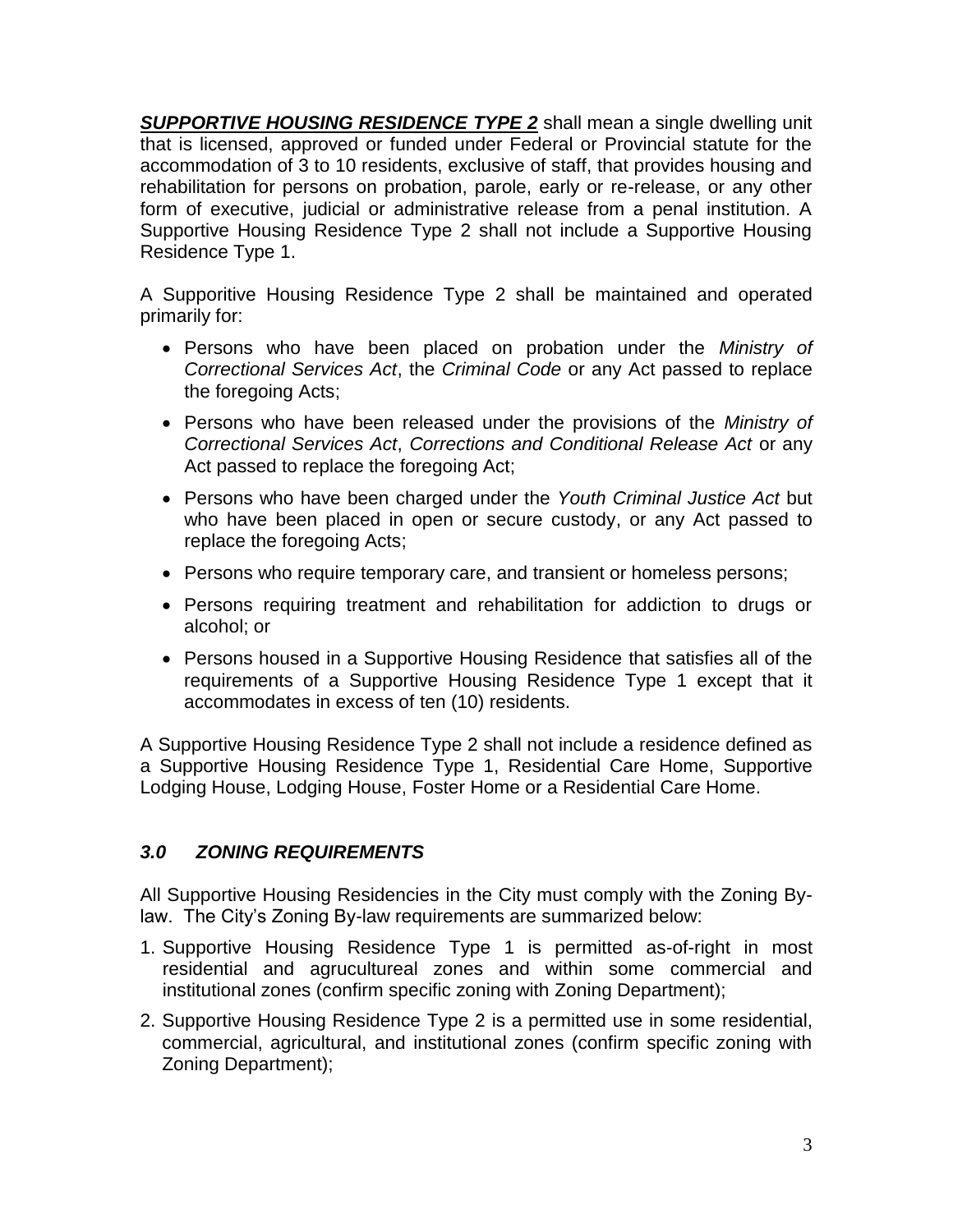***SUPPORTIVE HOUSING RESIDENCE TYPE 2*** shall mean a single dwelling unit that is licensed, approved or funded under Federal or Provincial statute for the accommodation of 3 to 10 residents, exclusive of staff, that provides housing and rehabilitation for persons on probation, parole, early or re-release, or any other form of executive, judicial or administrative release from a penal institution. A Supportive Housing Residence Type 2 shall not include a Supportive Housing Residence Type 1.

A Supporitive Housing Residence Type 2 shall be maintained and operated primarily for:

- Persons who have been placed on probation under the *Ministry of Correctional Services Act*, the *Criminal Code* or any Act passed to replace the foregoing Acts;
- Persons who have been released under the provisions of the *Ministry of Correctional Services Act*, *Corrections and Conditional Release Act* or any Act passed to replace the foregoing Act;
- Persons who have been charged under the *Youth Criminal Justice Act* but who have been placed in open or secure custody, or any Act passed to replace the foregoing Acts;
- Persons who require temporary care, and transient or homeless persons;
- Persons requiring treatment and rehabilitation for addiction to drugs or alcohol; or
- Persons housed in a Supportive Housing Residence that satisfies all of the requirements of a Supportive Housing Residence Type 1 except that it accommodates in excess of ten (10) residents.

A Supportive Housing Residence Type 2 shall not include a residence defined as a Supportive Housing Residence Type 1, Residential Care Home, Supportive Lodging House, Lodging House, Foster Home or a Residential Care Home.

## *3.0 ZONING REQUIREMENTS*

All Supportive Housing Residencies in the City must comply with the Zoning By-law. The City's Zoning By-law requirements are summarized below:

1. Supportive Housing Residence Type 1 is permitted as-of-right in most residential and agricultureal zones and within some commercial and institutional zones (confirm specific zoning with Zoning Department);
2. Supportive Housing Residence Type 2 is a permitted use in some residential, commercial, agricultural, and institutional zones (confirm specific zoning with Zoning Department);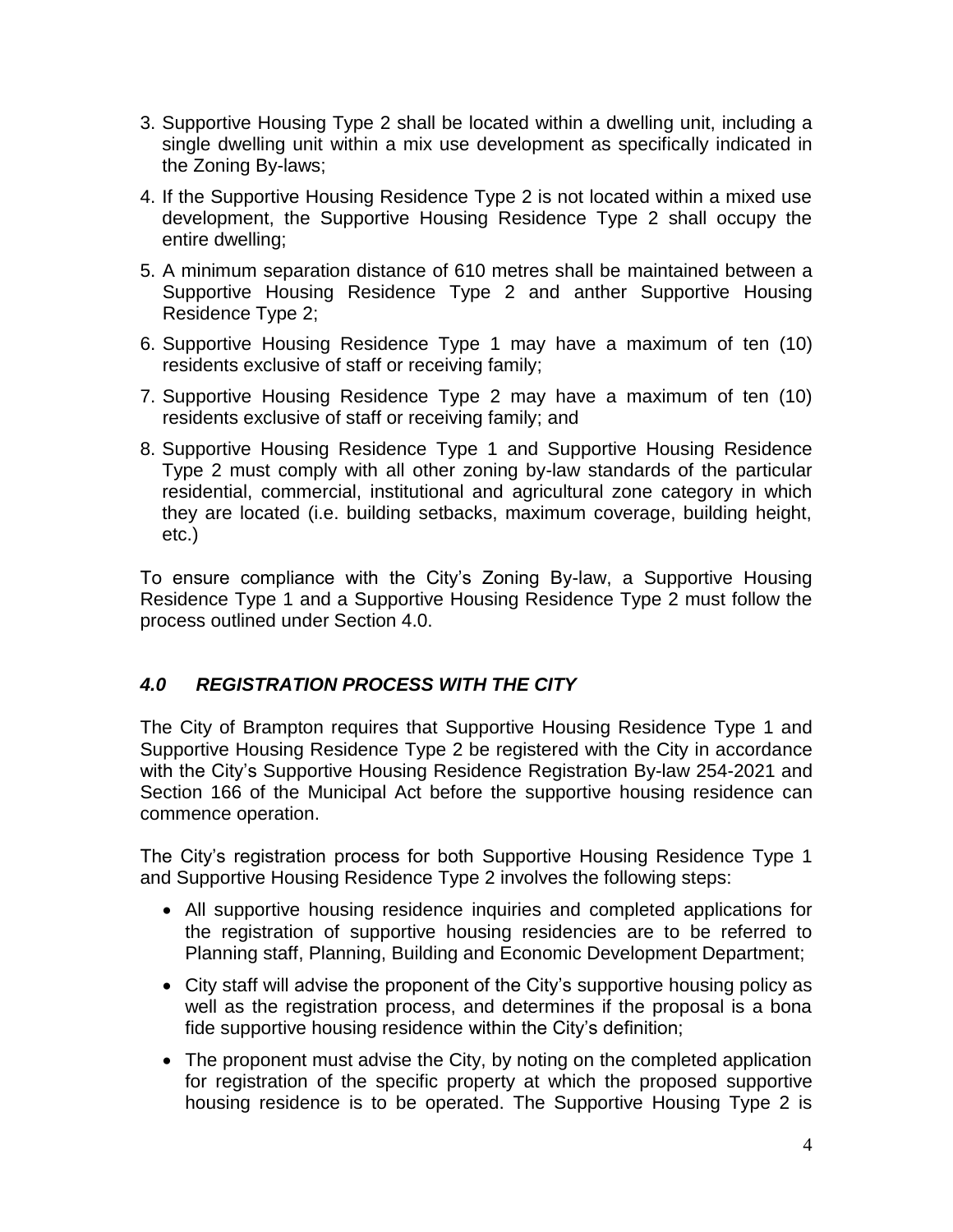3. Supportive Housing Type 2 shall be located within a dwelling unit, including a single dwelling unit within a mix use development as specifically indicated in the Zoning By-laws;
4. If the Supportive Housing Residence Type 2 is not located within a mixed use development, the Supportive Housing Residence Type 2 shall occupy the entire dwelling;
5. A minimum separation distance of 610 metres shall be maintained between a Supportive Housing Residence Type 2 and anther Supportive Housing Residence Type 2;
6. Supportive Housing Residence Type 1 may have a maximum of ten (10) residents exclusive of staff or receiving family;
7. Supportive Housing Residence Type 2 may have a maximum of ten (10) residents exclusive of staff or receiving family; and
8. Supportive Housing Residence Type 1 and Supportive Housing Residence Type 2 must comply with all other zoning by-law standards of the particular residential, commercial, institutional and agricultural zone category in which they are located (i.e. building setbacks, maximum coverage, building height, etc.)

To ensure compliance with the City's Zoning By-law, a Supportive Housing Residence Type 1 and a Supportive Housing Residence Type 2 must follow the process outlined under Section 4.0.

## *4.0 REGISTRATION PROCESS WITH THE CITY*

The City of Brampton requires that Supportive Housing Residence Type 1 and Supportive Housing Residence Type 2 be registered with the City in accordance with the City's Supportive Housing Residence Registration By-law 254-2021 and Section 166 of the Municipal Act before the supportive housing residence can commence operation.

The City's registration process for both Supportive Housing Residence Type 1 and Supportive Housing Residence Type 2 involves the following steps:

- All supportive housing residence inquiries and completed applications for the registration of supportive housing residencies are to be referred to Planning staff, Planning, Building and Economic Development Department;
- City staff will advise the proponent of the City's supportive housing policy as well as the registration process, and determines if the proposal is a bona fide supportive housing residence within the City's definition;
- The proponent must advise the City, by noting on the completed application for registration of the specific property at which the proposed supportive housing residence is to be operated. The Supportive Housing Type 2 is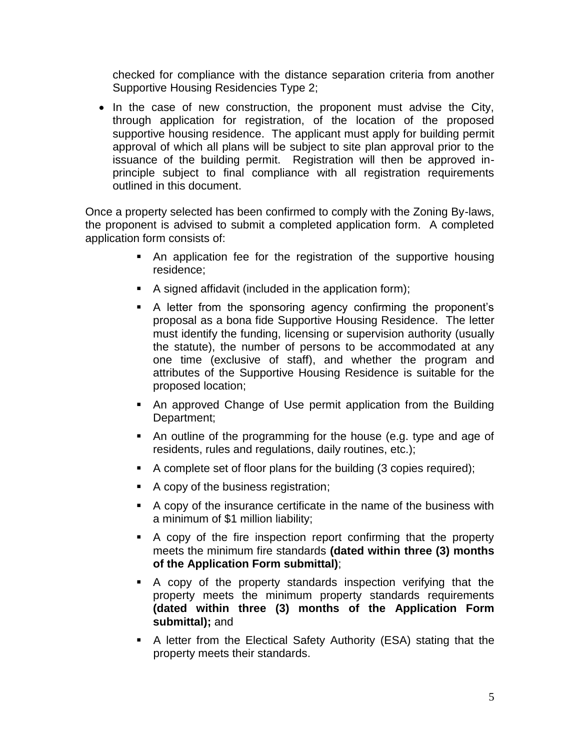checked for compliance with the distance separation criteria from another Supportive Housing Residencies Type 2;

- In the case of new construction, the proponent must advise the City, through application for registration, of the location of the proposed supportive housing residence. The applicant must apply for building permit approval of which all plans will be subject to site plan approval prior to the issuance of the building permit. Registration will then be approved in-principle subject to final compliance with all registration requirements outlined in this document.

Once a property selected has been confirmed to comply with the Zoning By-laws, the proponent is advised to submit a completed application form. A completed application form consists of:

- An application fee for the registration of the supportive housing residence;
- A signed affidavit (included in the application form);
- A letter from the sponsoring agency confirming the proponent's proposal as a bona fide Supportive Housing Residence. The letter must identify the funding, licensing or supervision authority (usually the statute), the number of persons to be accommodated at any one time (exclusive of staff), and whether the program and attributes of the Supportive Housing Residence is suitable for the proposed location;
- An approved Change of Use permit application from the Building Department;
- An outline of the programming for the house (e.g. type and age of residents, rules and regulations, daily routines, etc.);
- A complete set of floor plans for the building (3 copies required);
- A copy of the business registration;
- A copy of the insurance certificate in the name of the business with a minimum of $1 million liability;
- A copy of the fire inspection report confirming that the property meets the minimum fire standards **(dated within three (3) months of the Application Form submittal)**;
- A copy of the property standards inspection verifying that the property meets the minimum property standards requirements **(dated within three (3) months of the Application Form submittal);** and
- A letter from the Electical Safety Authority (ESA) stating that the property meets their standards.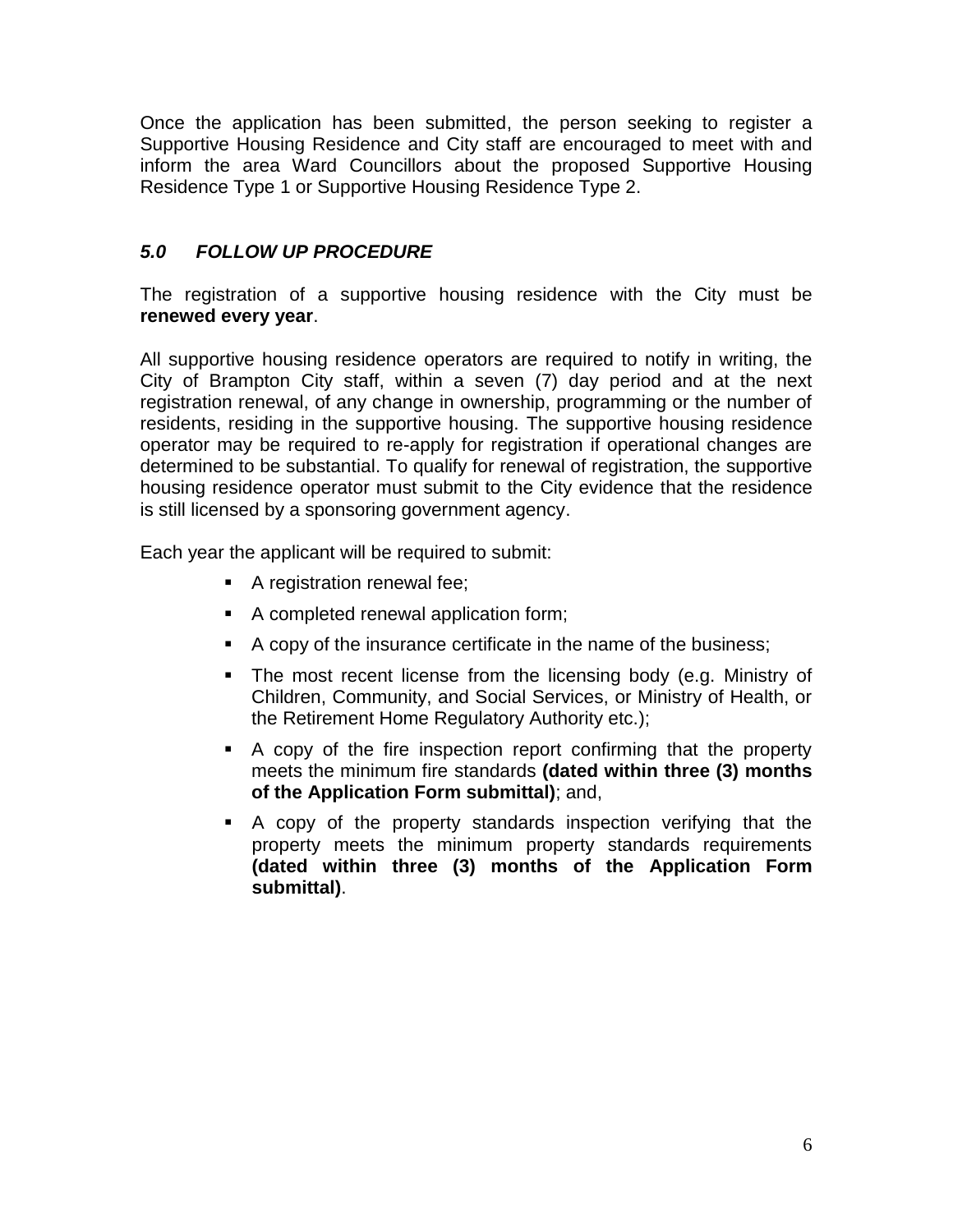Once the application has been submitted, the person seeking to register a Supportive Housing Residence and City staff are encouraged to meet with and inform the area Ward Councillors about the proposed Supportive Housing Residence Type 1 or Supportive Housing Residence Type 2.

### *5.0 FOLLOW UP PROCEDURE*

The registration of a supportive housing residence with the City must be **renewed every year**.

All supportive housing residence operators are required to notify in writing, the City of Brampton City staff, within a seven (7) day period and at the next registration renewal, of any change in ownership, programming or the number of residents, residing in the supportive housing. The supportive housing residence operator may be required to re-apply for registration if operational changes are determined to be substantial. To qualify for renewal of registration, the supportive housing residence operator must submit to the City evidence that the residence is still licensed by a sponsoring government agency.

Each year the applicant will be required to submit:

- A registration renewal fee;
- A completed renewal application form;
- A copy of the insurance certificate in the name of the business;
- The most recent license from the licensing body (e.g. Ministry of Children, Community, and Social Services, or Ministry of Health, or the Retirement Home Regulatory Authority etc.);
- A copy of the fire inspection report confirming that the property meets the minimum fire standards **(dated within three (3) months of the Application Form submittal)**; and,
- A copy of the property standards inspection verifying that the property meets the minimum property standards requirements **(dated within three (3) months of the Application Form submittal)**.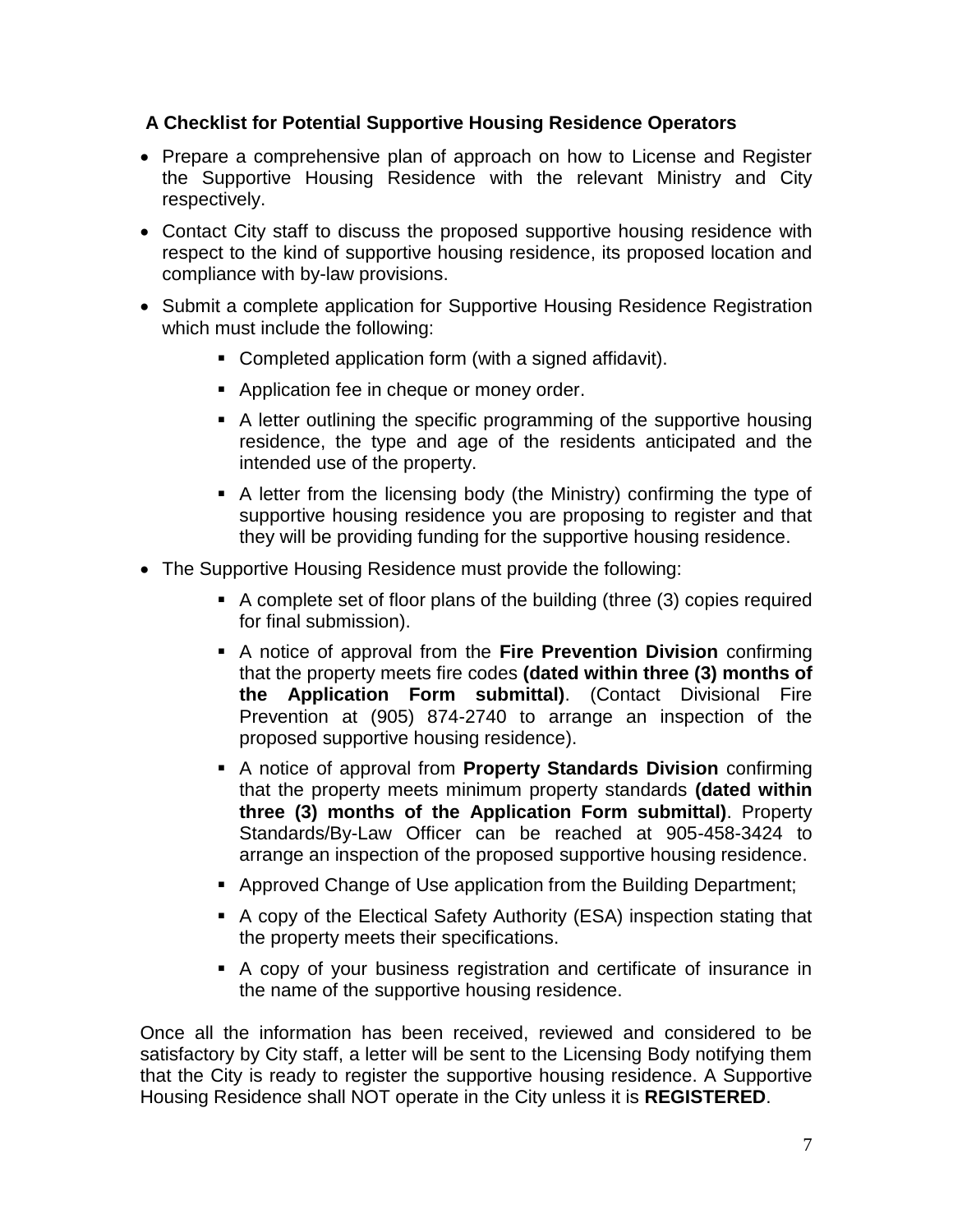**A Checklist for Potential Supportive Housing Residence Operators**

- Prepare a comprehensive plan of approach on how to License and Register the Supportive Housing Residence with the relevant Ministry and City respectively.
- Contact City staff to discuss the proposed supportive housing residence with respect to the kind of supportive housing residence, its proposed location and compliance with by-law provisions.
- Submit a complete application for Supportive Housing Residence Registration which must include the following:
    - Completed application form (with a signed affidavit).
    - Application fee in cheque or money order.
    - A letter outlining the specific programming of the supportive housing residence, the type and age of the residents anticipated and the intended use of the property.
    - A letter from the licensing body (the Ministry) confirming the type of supportive housing residence you are proposing to register and that they will be providing funding for the supportive housing residence.
- The Supportive Housing Residence must provide the following:
    - A complete set of floor plans of the building (three (3) copies required for final submission).
    - A notice of approval from the **Fire Prevention Division** confirming that the property meets fire codes **(dated within three (3) months of the Application Form submittal)**. (Contact Divisional Fire Prevention at (905) 874-2740 to arrange an inspection of the proposed supportive housing residence).
    - A notice of approval from **Property Standards Division** confirming that the property meets minimum property standards **(dated within three (3) months of the Application Form submittal)**. Property Standards/By-Law Officer can be reached at 905-458-3424 to arrange an inspection of the proposed supportive housing residence.
    - Approved Change of Use application from the Building Department;
    - A copy of the Electical Safety Authority (ESA) inspection stating that the property meets their specifications.
    - A copy of your business registration and certificate of insurance in the name of the supportive housing residence.

Once all the information has been received, reviewed and considered to be satisfactory by City staff, a letter will be sent to the Licensing Body notifying them that the City is ready to register the supportive housing residence. A Supportive Housing Residence shall NOT operate in the City unless it is **REGISTERED**.